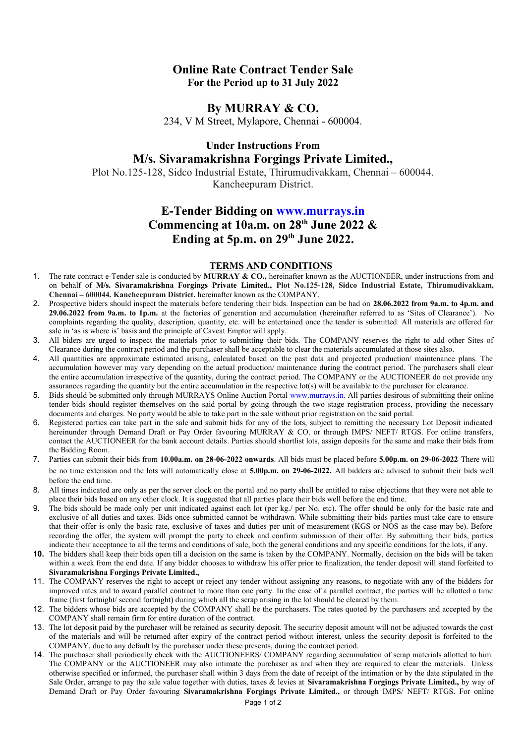# Online Rate Contract Tender Sale

**For the Period up to 31 July 2022**

## By MURRAY & CO.

234, V M Street, Mylapore, Chennai - 600004.

### Under Instructions From

## M/s. Sivaramakrishna Forgings Private Limited.,

Plot No.125-128, Sidco Industrial Estate, Thirumudivakkam, Chennai – 600044.
Kancheepuram District.

## E-Tender Bidding on www.murrays.in
## Commencing at 10a.m. on 28th June 2022 &
## Ending at 5p.m. on 29th June 2022.

### TERMS AND CONDITIONS

1. The rate contract e-Tender sale is conducted by **MURRAY & CO.,** hereinafter known as the AUCTIONEER, under instructions from and on behalf of **M/s. Sivaramakrishna Forgings Private Limited., Plot No.125-128, Sidco Industrial Estate, Thirumudivakkam, Chennai – 600044. Kancheepuram District.** hereinafter known as the COMPANY.
2. Prospective biders should inspect the materials before tendering their bids. Inspection can be had on **28.06.2022 from 9a.m. to 4p.m. and 29.06.2022 from 9a.m. to 1p.m.** at the factories of generation and accumulation (hereinafter referred to as 'Sites of Clearance'). No complaints regarding the quality, description, quantity, etc. will be entertained once the tender is submitted. All materials are offered for sale in 'as is where is' basis and the principle of Caveat Emptor will apply.
3. All biders are urged to inspect the materials prior to submitting their bids. The COMPANY reserves the right to add other Sites of Clearance during the contract period and the purchaser shall be acceptable to clear the materials accumulated at those sites also.
4. All quantities are approximate estimated arising, calculated based on the past data and projected production/ maintenance plans. The accumulation however may vary depending on the actual production/ maintenance during the contract period. The purchasers shall clear the entire accumulation irrespective of the quantity, during the contract period. The COMPANY or the AUCTIONEER do not provide any assurances regarding the quantity but the entire accumulation in the respective lot(s) will be available to the purchaser for clearance.
5. Bids should be submitted only through MURRAYS Online Auction Portal www.murrays.in. All parties desirous of submitting their online tender bids should register themselves on the said portal by going through the two stage registration process, providing the necessary documents and charges. No party would be able to take part in the sale without prior registration on the said portal.
6. Registered parties can take part in the sale and submit bids for any of the lots, subject to remitting the necessary Lot Deposit indicated hereinunder through Demand Draft or Pay Order favouring MURRAY & CO. or through IMPS/ NEFT/ RTGS. For online transfers, contact the AUCTIONEER for the bank account details. Parties should shortlist lots, assign deposits for the same and make their bids from the Bidding Room.
7. Parties can submit their bids from **10.00a.m. on 28-06-2022 onwards**. All bids must be placed before **5.00p.m. on 29-06-2022** There will be no time extension and the lots will automatically close at **5.00p.m. on 29-06-2022.** All bidders are advised to submit their bids well before the end time.
8. All times indicated are only as per the server clock on the portal and no party shall be entitled to raise objections that they were not able to place their bids based on any other clock. It is suggested that all parties place their bids well before the end time.
9. The bids should be made only per unit indicated against each lot (per kg./ per No. etc). The offer should be only for the basic rate and exclusive of all duties and taxes. Bids once submitted cannot be withdrawn. While submitting their bids parties must take care to ensure that their offer is only the basic rate, exclusive of taxes and duties per unit of measurement (KGS or NOS as the case may be). Before recording the offer, the system will prompt the party to check and confirm submission of their offer. By submitting their bids, parties indicate their acceptance to all the terms and conditions of sale, both the general conditions and any specific conditions for the lots, if any.
10. The bidders shall keep their bids open till a decision on the same is taken by the COMPANY. Normally, decision on the bids will be taken within a week from the end date. If any bidder chooses to withdraw his offer prior to finalization, the tender deposit will stand forfeited to **Sivaramakrishna Forgings Private Limited.,**
11. The COMPANY reserves the right to accept or reject any tender without assigning any reasons, to negotiate with any of the bidders for improved rates and to award parallel contract to more than one party. In the case of a parallel contract, the parties will be allotted a time frame (first fortnight/ second fortnight) during which all the scrap arising in the lot should be cleared by them.
12. The bidders whose bids are accepted by the COMPANY shall be the purchasers. The rates quoted by the purchasers and accepted by the COMPANY shall remain firm for entire duration of the contract.
13. The lot deposit paid by the purchaser will be retained as security deposit. The security deposit amount will not be adjusted towards the cost of the materials and will be returned after expiry of the contract period without interest, unless the security deposit is forfeited to the COMPANY, due to any default by the purchaser under these presents, during the contract period.
14. The purchaser shall periodically check with the AUCTIONEERS/ COMPANY regarding accumulation of scrap materials allotted to him. The COMPANY or the AUCTIONEER may also intimate the purchaser as and when they are required to clear the materials. Unless otherwise specified or informed, the purchaser shall within 3 days from the date of receipt of the intimation or by the date stipulated in the Sale Order, arrange to pay the sale value together with duties, taxes & levies at **Sivaramakrishna Forgings Private Limited.,** by way of Demand Draft or Pay Order favouring **Sivaramakrishna Forgings Private Limited.,** or through IMPS/ NEFT/ RTGS. For online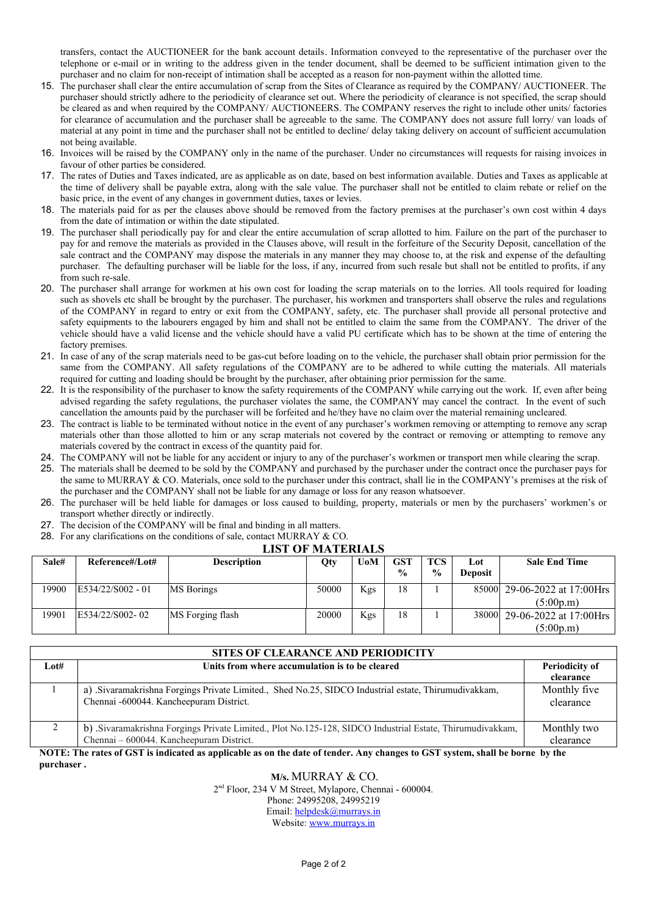transfers, contact the AUCTIONEER for the bank account details. Information conveyed to the representative of the purchaser over the telephone or e-mail or in writing to the address given in the tender document, shall be deemed to be sufficient intimation given to the purchaser and no claim for non-receipt of intimation shall be accepted as a reason for non-payment within the allotted time.

15. The purchaser shall clear the entire accumulation of scrap from the Sites of Clearance as required by the COMPANY/ AUCTIONEER. The purchaser should strictly adhere to the periodicity of clearance set out. Where the periodicity of clearance is not specified, the scrap should be cleared as and when required by the COMPANY/ AUCTIONEERS. The COMPANY reserves the right to include other units/ factories for clearance of accumulation and the purchaser shall be agreeable to the same. The COMPANY does not assure full lorry/ van loads of material at any point in time and the purchaser shall not be entitled to decline/ delay taking delivery on account of sufficient accumulation not being available.
16. Invoices will be raised by the COMPANY only in the name of the purchaser. Under no circumstances will requests for raising invoices in favour of other parties be considered.
17. The rates of Duties and Taxes indicated, are as applicable as on date, based on best information available. Duties and Taxes as applicable at the time of delivery shall be payable extra, along with the sale value. The purchaser shall not be entitled to claim rebate or relief on the basic price, in the event of any changes in government duties, taxes or levies.
18. The materials paid for as per the clauses above should be removed from the factory premises at the purchaser's own cost within 4 days from the date of intimation or within the date stipulated.
19. The purchaser shall periodically pay for and clear the entire accumulation of scrap allotted to him. Failure on the part of the purchaser to pay for and remove the materials as provided in the Clauses above, will result in the forfeiture of the Security Deposit, cancellation of the sale contract and the COMPANY may dispose the materials in any manner they may choose to, at the risk and expense of the defaulting purchaser. The defaulting purchaser will be liable for the loss, if any, incurred from such resale but shall not be entitled to profits, if any from such re-sale.
20. The purchaser shall arrange for workmen at his own cost for loading the scrap materials on to the lorries. All tools required for loading such as shovels etc shall be brought by the purchaser. The purchaser, his workmen and transporters shall observe the rules and regulations of the COMPANY in regard to entry or exit from the COMPANY, safety, etc. The purchaser shall provide all personal protective and safety equipments to the labourers engaged by him and shall not be entitled to claim the same from the COMPANY. The driver of the vehicle should have a valid license and the vehicle should have a valid PU certificate which has to be shown at the time of entering the factory premises.
21. In case of any of the scrap materials need to be gas-cut before loading on to the vehicle, the purchaser shall obtain prior permission for the same from the COMPANY. All safety regulations of the COMPANY are to be adhered to while cutting the materials. All materials required for cutting and loading should be brought by the purchaser, after obtaining prior permission for the same.
22. It is the responsibility of the purchaser to know the safety requirements of the COMPANY while carrying out the work. If, even after being advised regarding the safety regulations, the purchaser violates the same, the COMPANY may cancel the contract. In the event of such cancellation the amounts paid by the purchaser will be forfeited and he/they have no claim over the material remaining uncleared.
23. The contract is liable to be terminated without notice in the event of any purchaser's workmen removing or attempting to remove any scrap materials other than those allotted to him or any scrap materials not covered by the contract or removing or attempting to remove any materials covered by the contract in excess of the quantity paid for.
24. The COMPANY will not be liable for any accident or injury to any of the purchaser's workmen or transport men while clearing the scrap.
25. The materials shall be deemed to be sold by the COMPANY and purchased by the purchaser under the contract once the purchaser pays for the same to MURRAY & CO. Materials, once sold to the purchaser under this contract, shall lie in the COMPANY's premises at the risk of the purchaser and the COMPANY shall not be liable for any damage or loss for any reason whatsoever.
26. The purchaser will be held liable for damages or loss caused to building, property, materials or men by the purchasers' workmen's or transport whether directly or indirectly.
27. The decision of the COMPANY will be final and binding in all matters.
28. For any clarifications on the conditions of sale, contact MURRAY & CO.

## LIST OF MATERIALS

| Sale# | Reference#/Lot# | Description | Qty | UoM | GST % | TCS % | Lot Deposit | Sale End Time |
|---|---|---|---|---|---|---|---|---|
| 19900 | E534/22/S002 - 01 | MS Borings | 50000 | Kgs | 18 | 1 | 85000 | 29-06-2022 at 17:00Hrs (5:00p.m) |
| 19901 | E534/22/S002- 02 | MS Forging flash | 20000 | Kgs | 18 | 1 | 38000 | 29-06-2022 at 17:00Hrs (5:00p.m) |

## SITES OF CLEARANCE AND PERIODICITY

| Lot# | Units from where accumulation is to be cleared | Periodicity of clearance |
|---|---|---|
| 1 | a) .Sivaramakrishna Forgings Private Limited., Shed No.25, SIDCO Industrial estate, Thirumudivakkam, Chennai -600044. Kancheepuram District. | Monthly five clearance |
| 2 | b) .Sivaramakrishna Forgings Private Limited., Plot No.125-128, SIDCO Industrial Estate, Thirumudivakkam, Chennai – 600044. Kancheepuram District. | Monthly two clearance |

**NOTE: The rates of GST is indicated as applicable as on the date of tender. Any changes to GST system, shall be borne by the purchaser .**

M/s. MURRAY & CO.
2nd Floor, 234 V M Street, Mylapore, Chennai - 600004.
Phone: 24995208, 24995219
Email: helpdesk@murrays.in
Website: www.murrays.in